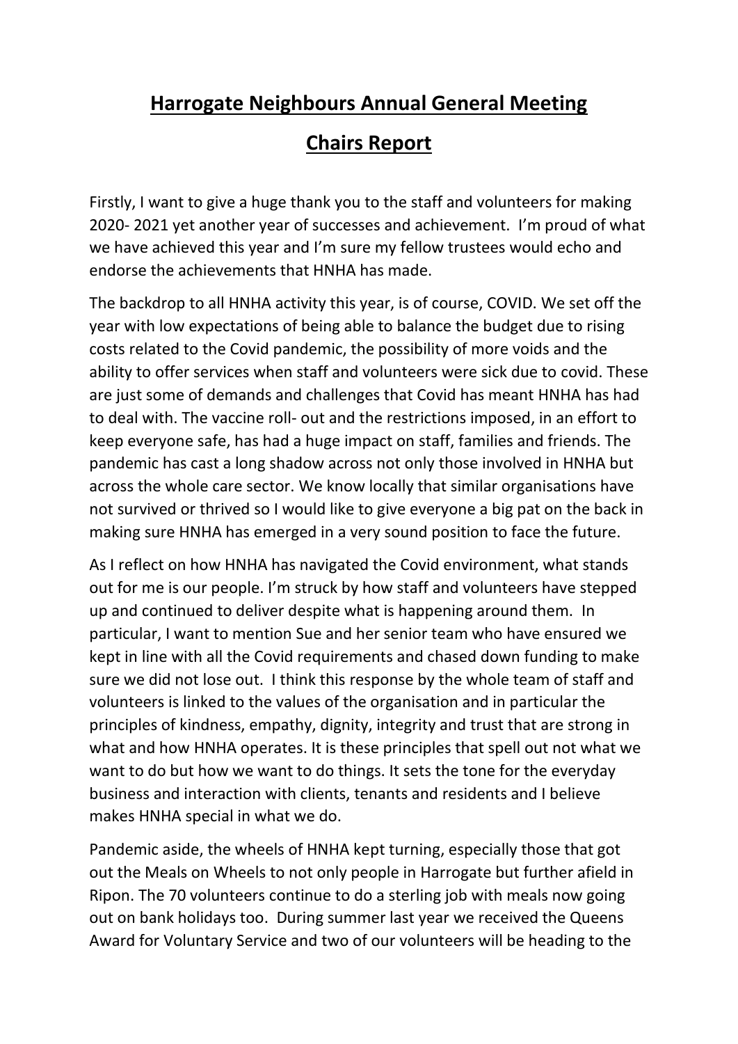# Harrogate Neighbours Annual General Meeting

# Chairs Report

Firstly, I want to give a huge thank you to the staff and volunteers for making 2020- 2021 yet another year of successes and achievement. I'm proud of what we have achieved this year and I'm sure my fellow trustees would echo and endorse the achievements that HNHA has made.

The backdrop to all HNHA activity this year, is of course, COVID. We set off the year with low expectations of being able to balance the budget due to rising costs related to the Covid pandemic, the possibility of more voids and the ability to offer services when staff and volunteers were sick due to covid. These are just some of demands and challenges that Covid has meant HNHA has had to deal with. The vaccine roll- out and the restrictions imposed, in an effort to keep everyone safe, has had a huge impact on staff, families and friends. The pandemic has cast a long shadow across not only those involved in HNHA but across the whole care sector. We know locally that similar organisations have not survived or thrived so I would like to give everyone a big pat on the back in making sure HNHA has emerged in a very sound position to face the future.

As I reflect on how HNHA has navigated the Covid environment, what stands out for me is our people. I'm struck by how staff and volunteers have stepped up and continued to deliver despite what is happening around them. In particular, I want to mention Sue and her senior team who have ensured we kept in line with all the Covid requirements and chased down funding to make sure we did not lose out. I think this response by the whole team of staff and volunteers is linked to the values of the organisation and in particular the principles of kindness, empathy, dignity, integrity and trust that are strong in what and how HNHA operates. It is these principles that spell out not what we want to do but how we want to do things. It sets the tone for the everyday business and interaction with clients, tenants and residents and I believe makes HNHA special in what we do.

Pandemic aside, the wheels of HNHA kept turning, especially those that got out the Meals on Wheels to not only people in Harrogate but further afield in Ripon. The 70 volunteers continue to do a sterling job with meals now going out on bank holidays too. During summer last year we received the Queens Award for Voluntary Service and two of our volunteers will be heading to the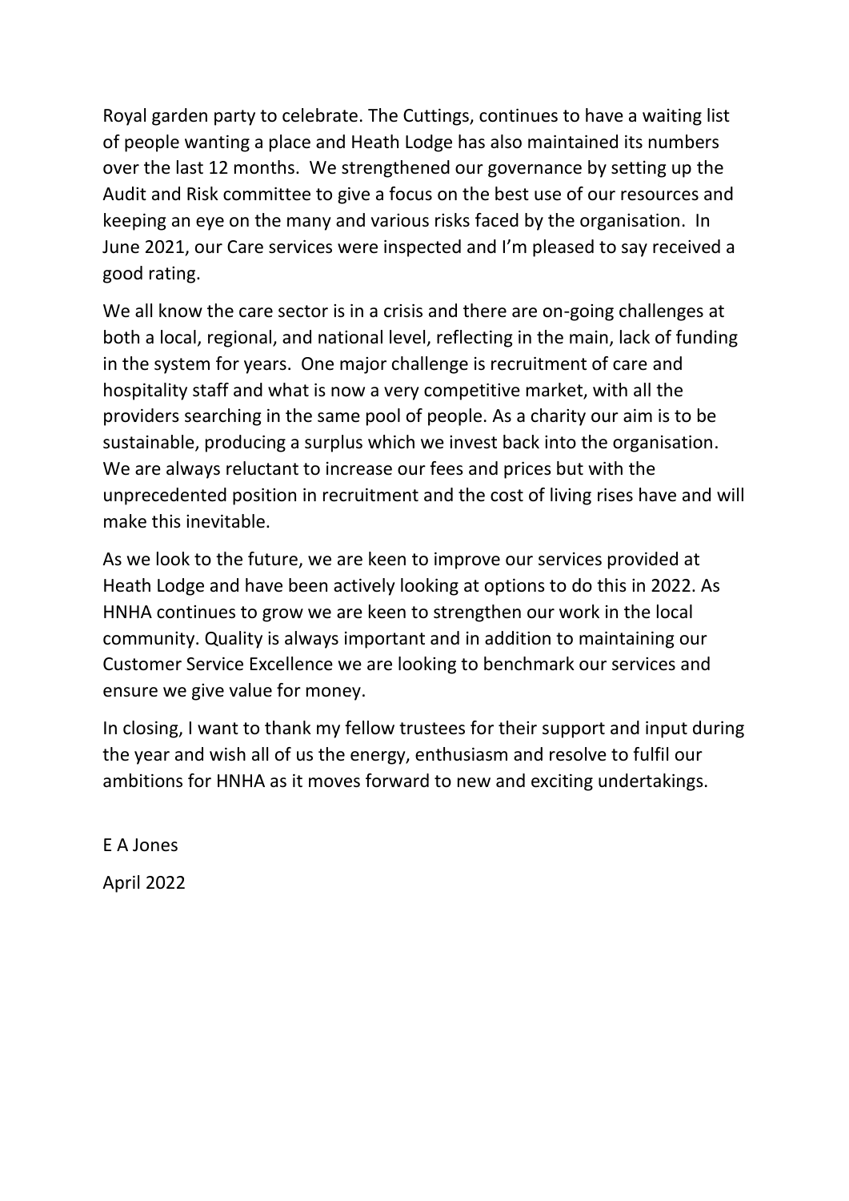Royal garden party to celebrate. The Cuttings, continues to have a waiting list of people wanting a place and Heath Lodge has also maintained its numbers over the last 12 months. We strengthened our governance by setting up the Audit and Risk committee to give a focus on the best use of our resources and keeping an eye on the many and various risks faced by the organisation. In June 2021, our Care services were inspected and I'm pleased to say received a good rating.

We all know the care sector is in a crisis and there are on-going challenges at both a local, regional, and national level, reflecting in the main, lack of funding in the system for years. One major challenge is recruitment of care and hospitality staff and what is now a very competitive market, with all the providers searching in the same pool of people. As a charity our aim is to be sustainable, producing a surplus which we invest back into the organisation. We are always reluctant to increase our fees and prices but with the unprecedented position in recruitment and the cost of living rises have and will make this inevitable.

As we look to the future, we are keen to improve our services provided at Heath Lodge and have been actively looking at options to do this in 2022. As HNHA continues to grow we are keen to strengthen our work in the local community. Quality is always important and in addition to maintaining our Customer Service Excellence we are looking to benchmark our services and ensure we give value for money.

In closing, I want to thank my fellow trustees for their support and input during the year and wish all of us the energy, enthusiasm and resolve to fulfil our ambitions for HNHA as it moves forward to new and exciting undertakings.

E A Jones

April 2022